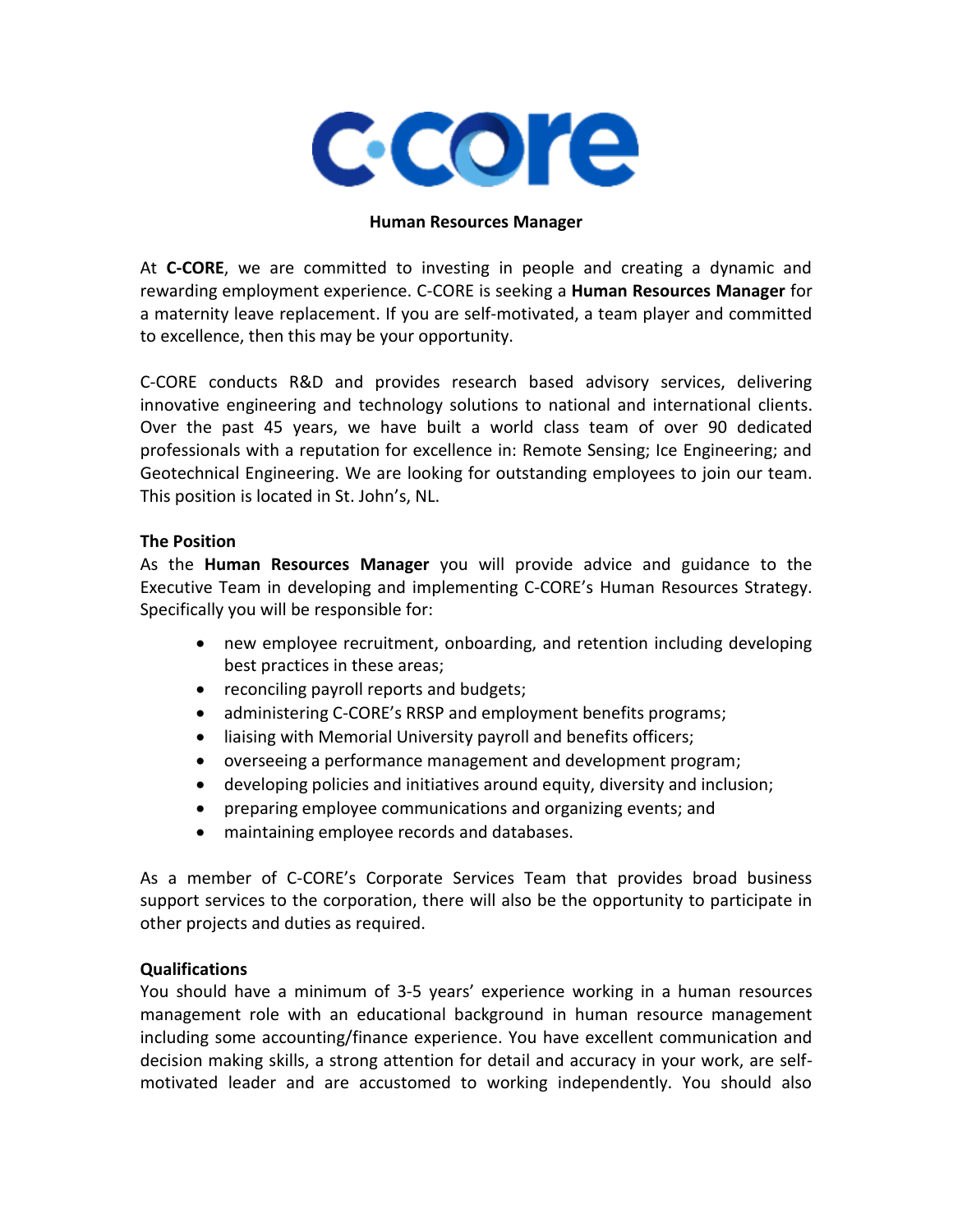# Human Resources Manager

At **C-CORE**, we are committed to investing in people and creating a dynamic and rewarding employment experience. C-CORE is seeking a **Human Resources Manager** for a maternity leave replacement. If you are self-motivated, a team player and committed to excellence, then this may be your opportunity.

C-CORE conducts R&D and provides research based advisory services, delivering innovative engineering and technology solutions to national and international clients. Over the past 45 years, we have built a world class team of over 90 dedicated professionals with a reputation for excellence in: Remote Sensing; Ice Engineering; and Geotechnical Engineering. We are looking for outstanding employees to join our team. This position is located in St. John's, NL.

## The Position

As the **Human Resources Manager** you will provide advice and guidance to the Executive Team in developing and implementing C-CORE's Human Resources Strategy. Specifically you will be responsible for:

- new employee recruitment, onboarding, and retention including developing best practices in these areas;
- reconciling payroll reports and budgets;
- administering C-CORE's RRSP and employment benefits programs;
- liaising with Memorial University payroll and benefits officers;
- overseeing a performance management and development program;
- developing policies and initiatives around equity, diversity and inclusion;
- preparing employee communications and organizing events; and
- maintaining employee records and databases.

As a member of C-CORE's Corporate Services Team that provides broad business support services to the corporation, there will also be the opportunity to participate in other projects and duties as required.

## Qualifications

You should have a minimum of 3-5 years' experience working in a human resources management role with an educational background in human resource management including some accounting/finance experience. You have excellent communication and decision making skills, a strong attention for detail and accuracy in your work, are self-motivated leader and are accustomed to working independently. You should also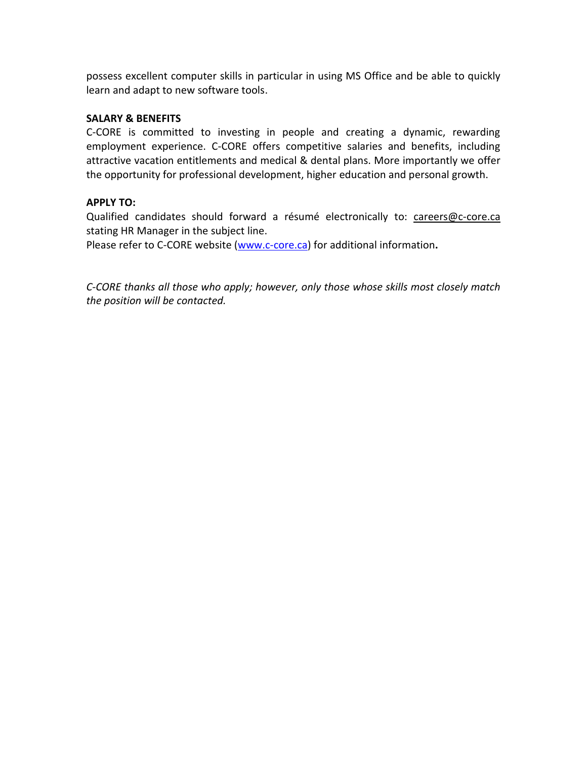possess excellent computer skills in particular in using MS Office and be able to quickly learn and adapt to new software tools.

**SALARY & BENEFITS**

C-CORE is committed to investing in people and creating a dynamic, rewarding employment experience. C-CORE offers competitive salaries and benefits, including attractive vacation entitlements and medical & dental plans. More importantly we offer the opportunity for professional development, higher education and personal growth.

**APPLY TO:**

Qualified candidates should forward a résumé electronically to: careers@c-core.ca stating HR Manager in the subject line.

Please refer to C-CORE website (www.c-core.ca) for additional information.

*C-CORE thanks all those who apply; however, only those whose skills most closely match the position will be contacted.*